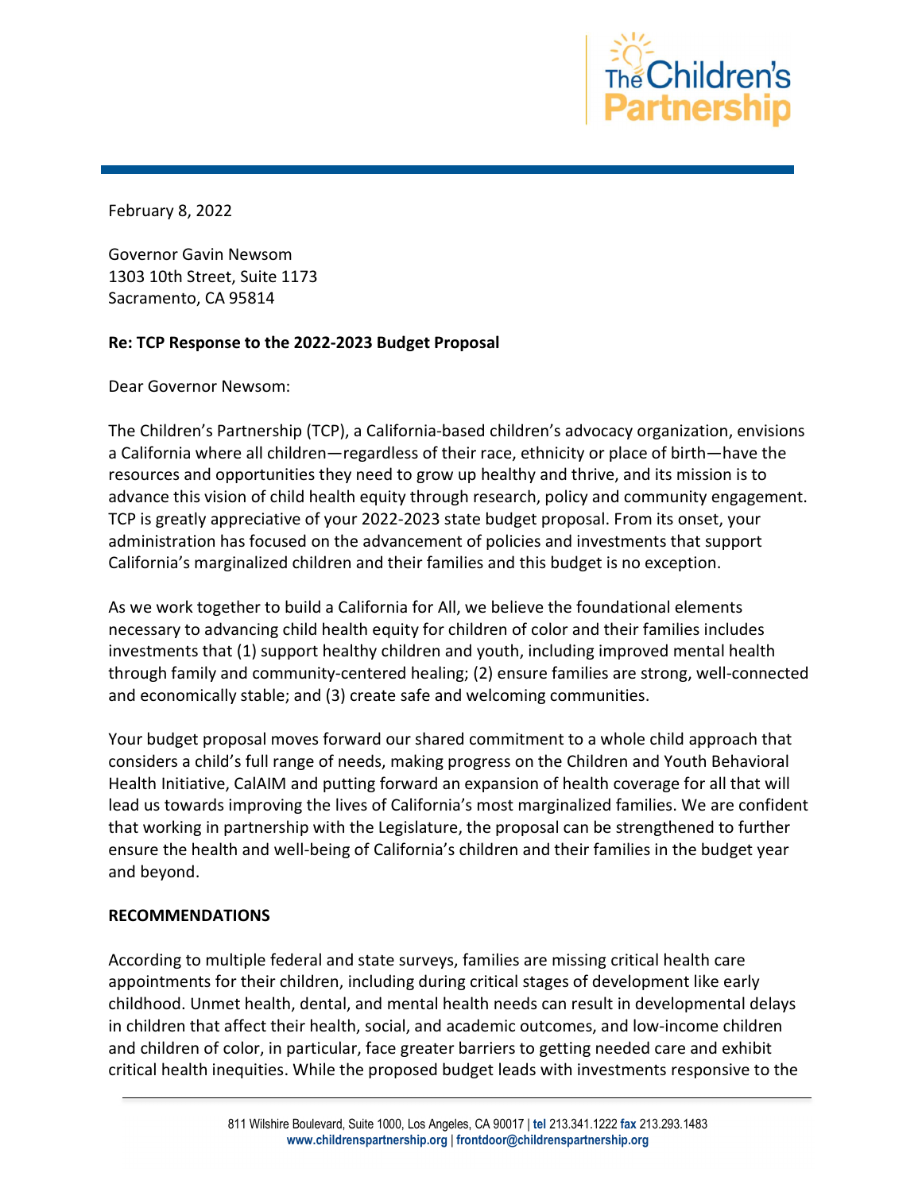February 8, 2022

Governor Gavin Newsom
1303 10th Street, Suite 1173
Sacramento, CA 95814

**Re: TCP Response to the 2022-2023 Budget Proposal**

Dear Governor Newsom:

The Children's Partnership (TCP), a California-based children's advocacy organization, envisions a California where all children—regardless of their race, ethnicity or place of birth—have the resources and opportunities they need to grow up healthy and thrive, and its mission is to advance this vision of child health equity through research, policy and community engagement. TCP is greatly appreciative of your 2022-2023 state budget proposal. From its onset, your administration has focused on the advancement of policies and investments that support California's marginalized children and their families and this budget is no exception.

As we work together to build a California for All, we believe the foundational elements necessary to advancing child health equity for children of color and their families includes investments that (1) support healthy children and youth, including improved mental health through family and community-centered healing; (2) ensure families are strong, well-connected and economically stable; and (3) create safe and welcoming communities.

Your budget proposal moves forward our shared commitment to a whole child approach that considers a child's full range of needs, making progress on the Children and Youth Behavioral Health Initiative, CalAIM and putting forward an expansion of health coverage for all that will lead us towards improving the lives of California's most marginalized families. We are confident that working in partnership with the Legislature, the proposal can be strengthened to further ensure the health and well-being of California's children and their families in the budget year and beyond.

**RECOMMENDATIONS**

According to multiple federal and state surveys, families are missing critical health care appointments for their children, including during critical stages of development like early childhood. Unmet health, dental, and mental health needs can result in developmental delays in children that affect their health, social, and academic outcomes, and low-income children and children of color, in particular, face greater barriers to getting needed care and exhibit critical health inequities. While the proposed budget leads with investments responsive to the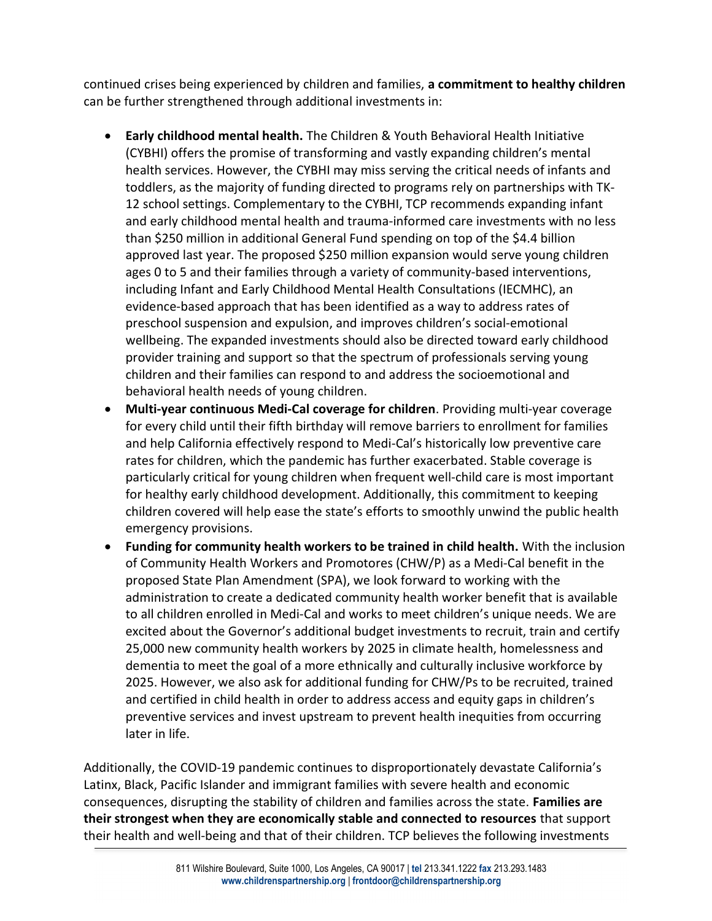continued crises being experienced by children and families, **a commitment to healthy children** can be further strengthened through additional investments in:

- **Early childhood mental health.** The Children & Youth Behavioral Health Initiative (CYBHI) offers the promise of transforming and vastly expanding children's mental health services. However, the CYBHI may miss serving the critical needs of infants and toddlers, as the majority of funding directed to programs rely on partnerships with TK-12 school settings. Complementary to the CYBHI, TCP recommends expanding infant and early childhood mental health and trauma-informed care investments with no less than $250 million in additional General Fund spending on top of the $4.4 billion approved last year. The proposed $250 million expansion would serve young children ages 0 to 5 and their families through a variety of community-based interventions, including Infant and Early Childhood Mental Health Consultations (IECMHC), an evidence-based approach that has been identified as a way to address rates of preschool suspension and expulsion, and improves children's social-emotional wellbeing. The expanded investments should also be directed toward early childhood provider training and support so that the spectrum of professionals serving young children and their families can respond to and address the socioemotional and behavioral health needs of young children.
- **Multi-year continuous Medi-Cal coverage for children**. Providing multi-year coverage for every child until their fifth birthday will remove barriers to enrollment for families and help California effectively respond to Medi-Cal's historically low preventive care rates for children, which the pandemic has further exacerbated. Stable coverage is particularly critical for young children when frequent well-child care is most important for healthy early childhood development. Additionally, this commitment to keeping children covered will help ease the state's efforts to smoothly unwind the public health emergency provisions.
- **Funding for community health workers to be trained in child health.** With the inclusion of Community Health Workers and Promotores (CHW/P) as a Medi-Cal benefit in the proposed State Plan Amendment (SPA), we look forward to working with the administration to create a dedicated community health worker benefit that is available to all children enrolled in Medi-Cal and works to meet children's unique needs. We are excited about the Governor's additional budget investments to recruit, train and certify 25,000 new community health workers by 2025 in climate health, homelessness and dementia to meet the goal of a more ethnically and culturally inclusive workforce by 2025. However, we also ask for additional funding for CHW/Ps to be recruited, trained and certified in child health in order to address access and equity gaps in children's preventive services and invest upstream to prevent health inequities from occurring later in life.

Additionally, the COVID-19 pandemic continues to disproportionately devastate California's Latinx, Black, Pacific Islander and immigrant families with severe health and economic consequences, disrupting the stability of children and families across the state. **Families are their strongest when they are economically stable and connected to resources** that support their health and well-being and that of their children. TCP believes the following investments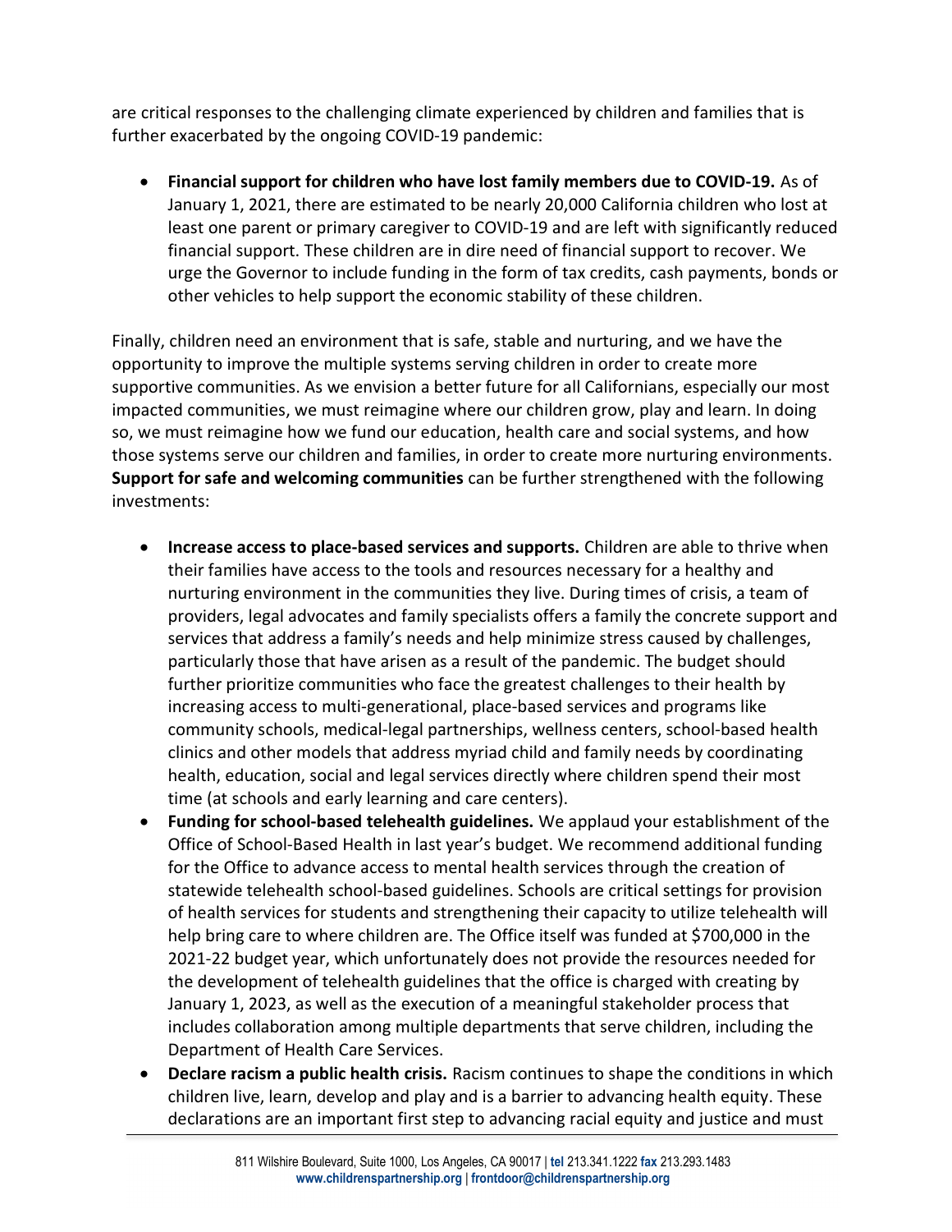are critical responses to the challenging climate experienced by children and families that is further exacerbated by the ongoing COVID-19 pandemic:

- **Financial support for children who have lost family members due to COVID-19.** As of January 1, 2021, there are estimated to be nearly 20,000 California children who lost at least one parent or primary caregiver to COVID-19 and are left with significantly reduced financial support. These children are in dire need of financial support to recover. We urge the Governor to include funding in the form of tax credits, cash payments, bonds or other vehicles to help support the economic stability of these children.

Finally, children need an environment that is safe, stable and nurturing, and we have the opportunity to improve the multiple systems serving children in order to create more supportive communities. As we envision a better future for all Californians, especially our most impacted communities, we must reimagine where our children grow, play and learn. In doing so, we must reimagine how we fund our education, health care and social systems, and how those systems serve our children and families, in order to create more nurturing environments. **Support for safe and welcoming communities** can be further strengthened with the following investments:

- **Increase access to place-based services and supports.** Children are able to thrive when their families have access to the tools and resources necessary for a healthy and nurturing environment in the communities they live. During times of crisis, a team of providers, legal advocates and family specialists offers a family the concrete support and services that address a family's needs and help minimize stress caused by challenges, particularly those that have arisen as a result of the pandemic. The budget should further prioritize communities who face the greatest challenges to their health by increasing access to multi-generational, place-based services and programs like community schools, medical-legal partnerships, wellness centers, school-based health clinics and other models that address myriad child and family needs by coordinating health, education, social and legal services directly where children spend their most time (at schools and early learning and care centers).
- **Funding for school-based telehealth guidelines.** We applaud your establishment of the Office of School-Based Health in last year's budget. We recommend additional funding for the Office to advance access to mental health services through the creation of statewide telehealth school-based guidelines. Schools are critical settings for provision of health services for students and strengthening their capacity to utilize telehealth will help bring care to where children are. The Office itself was funded at $700,000 in the 2021-22 budget year, which unfortunately does not provide the resources needed for the development of telehealth guidelines that the office is charged with creating by January 1, 2023, as well as the execution of a meaningful stakeholder process that includes collaboration among multiple departments that serve children, including the Department of Health Care Services.
- **Declare racism a public health crisis.** Racism continues to shape the conditions in which children live, learn, develop and play and is a barrier to advancing health equity. These declarations are an important first step to advancing racial equity and justice and must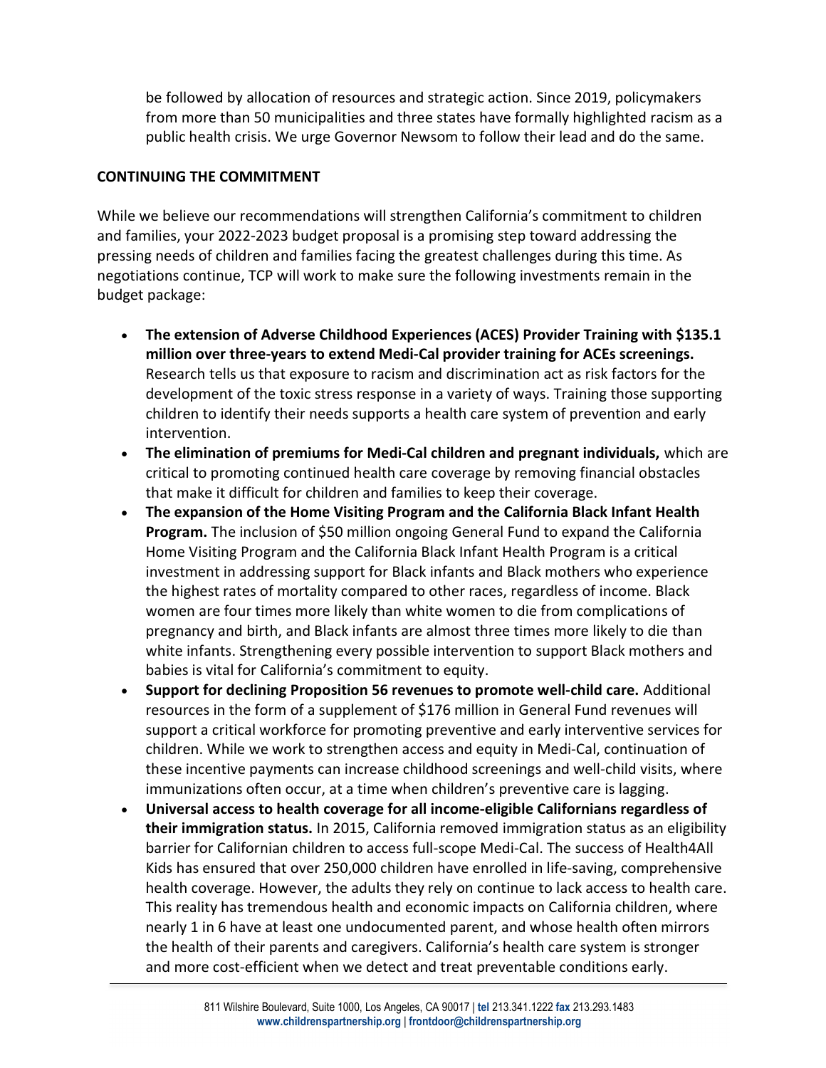be followed by allocation of resources and strategic action. Since 2019, policymakers from more than 50 municipalities and three states have formally highlighted racism as a public health crisis. We urge Governor Newsom to follow their lead and do the same.

**CONTINUING THE COMMITMENT**

While we believe our recommendations will strengthen California's commitment to children and families, your 2022-2023 budget proposal is a promising step toward addressing the pressing needs of children and families facing the greatest challenges during this time. As negotiations continue, TCP will work to make sure the following investments remain in the budget package:

- **The extension of Adverse Childhood Experiences (ACES) Provider Training with $135.1 million over three-years to extend Medi-Cal provider training for ACEs screenings.** Research tells us that exposure to racism and discrimination act as risk factors for the development of the toxic stress response in a variety of ways. Training those supporting children to identify their needs supports a health care system of prevention and early intervention.
- **The elimination of premiums for Medi-Cal children and pregnant individuals,** which are critical to promoting continued health care coverage by removing financial obstacles that make it difficult for children and families to keep their coverage.
- **The expansion of the Home Visiting Program and the California Black Infant Health Program.** The inclusion of $50 million ongoing General Fund to expand the California Home Visiting Program and the California Black Infant Health Program is a critical investment in addressing support for Black infants and Black mothers who experience the highest rates of mortality compared to other races, regardless of income. Black women are four times more likely than white women to die from complications of pregnancy and birth, and Black infants are almost three times more likely to die than white infants. Strengthening every possible intervention to support Black mothers and babies is vital for California's commitment to equity.
- **Support for declining Proposition 56 revenues to promote well-child care.** Additional resources in the form of a supplement of $176 million in General Fund revenues will support a critical workforce for promoting preventive and early interventive services for children. While we work to strengthen access and equity in Medi-Cal, continuation of these incentive payments can increase childhood screenings and well-child visits, where immunizations often occur, at a time when children's preventive care is lagging.
- **Universal access to health coverage for all income-eligible Californians regardless of their immigration status.** In 2015, California removed immigration status as an eligibility barrier for Californian children to access full-scope Medi-Cal. The success of Health4All Kids has ensured that over 250,000 children have enrolled in life-saving, comprehensive health coverage. However, the adults they rely on continue to lack access to health care. This reality has tremendous health and economic impacts on California children, where nearly 1 in 6 have at least one undocumented parent, and whose health often mirrors the health of their parents and caregivers. California's health care system is stronger and more cost-efficient when we detect and treat preventable conditions early.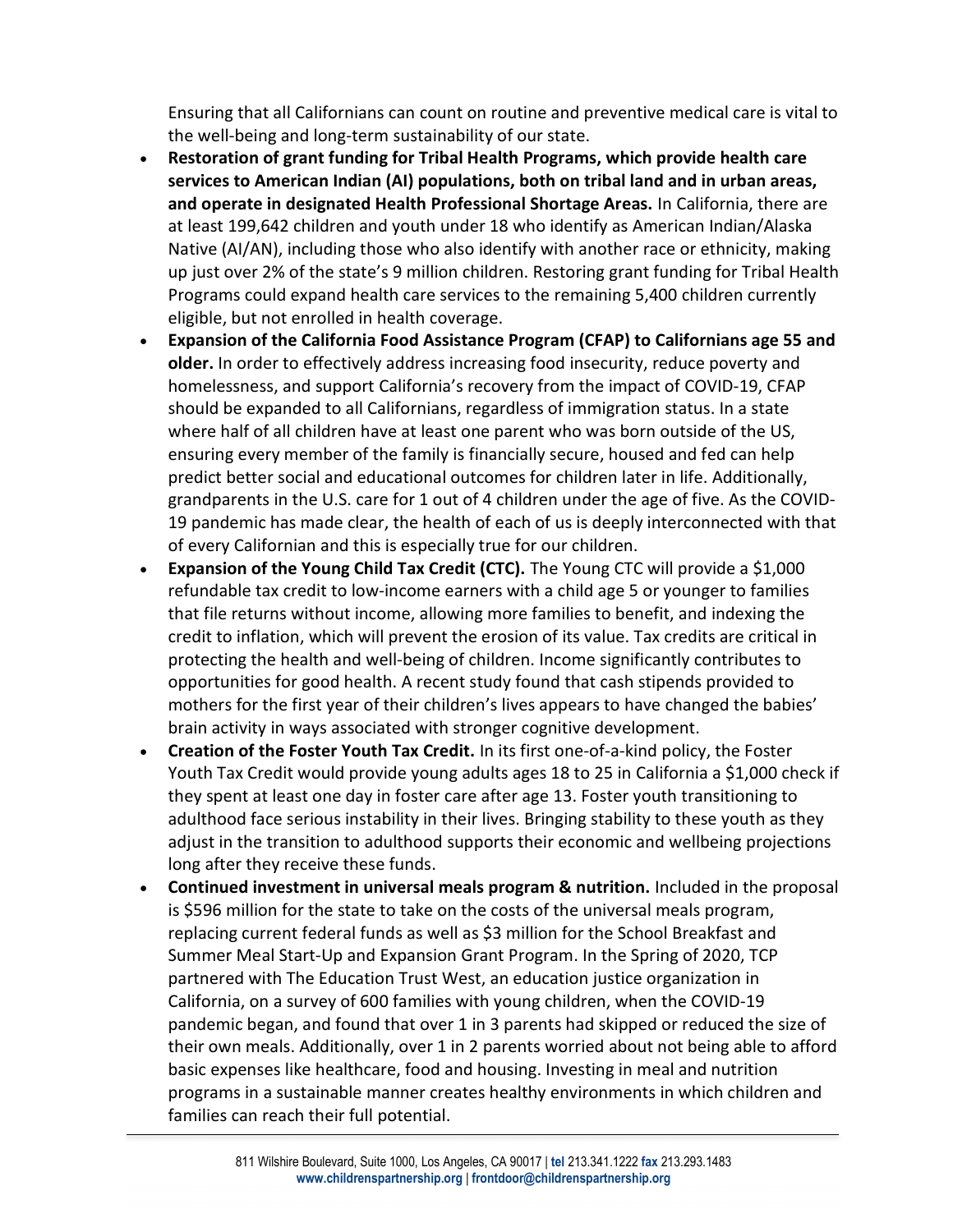Ensuring that all Californians can count on routine and preventive medical care is vital to the well-being and long-term sustainability of our state.

- **Restoration of grant funding for Tribal Health Programs, which provide health care services to American Indian (AI) populations, both on tribal land and in urban areas, and operate in designated Health Professional Shortage Areas.** In California, there are at least 199,642 children and youth under 18 who identify as American Indian/Alaska Native (AI/AN), including those who also identify with another race or ethnicity, making up just over 2% of the state's 9 million children. Restoring grant funding for Tribal Health Programs could expand health care services to the remaining 5,400 children currently eligible, but not enrolled in health coverage.
- **Expansion of the California Food Assistance Program (CFAP) to Californians age 55 and older.** In order to effectively address increasing food insecurity, reduce poverty and homelessness, and support California's recovery from the impact of COVID-19, CFAP should be expanded to all Californians, regardless of immigration status. In a state where half of all children have at least one parent who was born outside of the US, ensuring every member of the family is financially secure, housed and fed can help predict better social and educational outcomes for children later in life. Additionally, grandparents in the U.S. care for 1 out of 4 children under the age of five. As the COVID-19 pandemic has made clear, the health of each of us is deeply interconnected with that of every Californian and this is especially true for our children.
- **Expansion of the Young Child Tax Credit (CTC).** The Young CTC will provide a $1,000 refundable tax credit to low-income earners with a child age 5 or younger to families that file returns without income, allowing more families to benefit, and indexing the credit to inflation, which will prevent the erosion of its value. Tax credits are critical in protecting the health and well-being of children. Income significantly contributes to opportunities for good health. A recent study found that cash stipends provided to mothers for the first year of their children's lives appears to have changed the babies' brain activity in ways associated with stronger cognitive development.
- **Creation of the Foster Youth Tax Credit.** In its first one-of-a-kind policy, the Foster Youth Tax Credit would provide young adults ages 18 to 25 in California a $1,000 check if they spent at least one day in foster care after age 13. Foster youth transitioning to adulthood face serious instability in their lives. Bringing stability to these youth as they adjust in the transition to adulthood supports their economic and wellbeing projections long after they receive these funds.
- **Continued investment in universal meals program & nutrition.** Included in the proposal is $596 million for the state to take on the costs of the universal meals program, replacing current federal funds as well as $3 million for the School Breakfast and Summer Meal Start-Up and Expansion Grant Program. In the Spring of 2020, TCP partnered with The Education Trust West, an education justice organization in California, on a survey of 600 families with young children, when the COVID-19 pandemic began, and found that over 1 in 3 parents had skipped or reduced the size of their own meals. Additionally, over 1 in 2 parents worried about not being able to afford basic expenses like healthcare, food and housing. Investing in meal and nutrition programs in a sustainable manner creates healthy environments in which children and families can reach their full potential.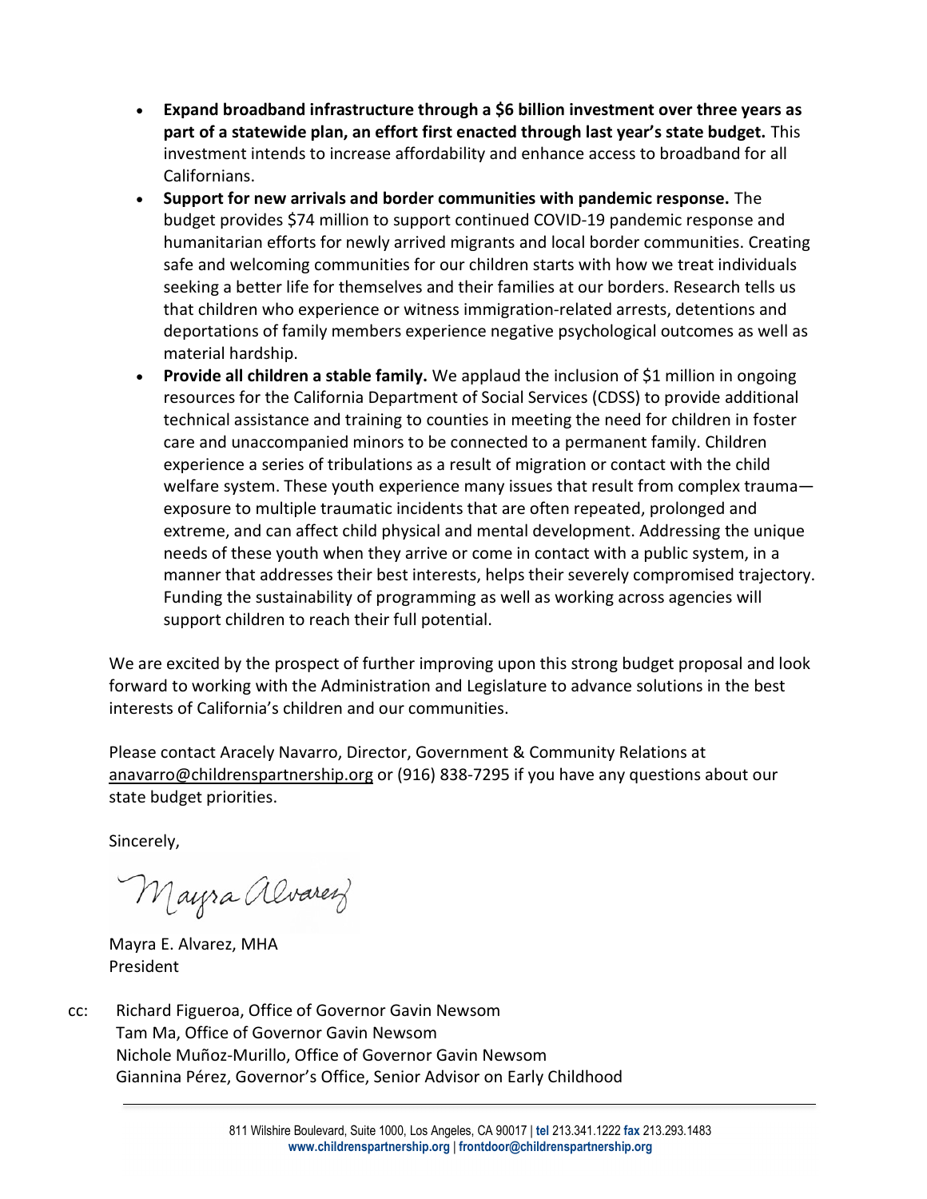- **Expand broadband infrastructure through a $6 billion investment over three years as part of a statewide plan, an effort first enacted through last year's state budget.** This investment intends to increase affordability and enhance access to broadband for all Californians.
- **Support for new arrivals and border communities with pandemic response.** The budget provides $74 million to support continued COVID-19 pandemic response and humanitarian efforts for newly arrived migrants and local border communities. Creating safe and welcoming communities for our children starts with how we treat individuals seeking a better life for themselves and their families at our borders. Research tells us that children who experience or witness immigration-related arrests, detentions and deportations of family members experience negative psychological outcomes as well as material hardship.
- **Provide all children a stable family.** We applaud the inclusion of $1 million in ongoing resources for the California Department of Social Services (CDSS) to provide additional technical assistance and training to counties in meeting the need for children in foster care and unaccompanied minors to be connected to a permanent family. Children experience a series of tribulations as a result of migration or contact with the child welfare system. These youth experience many issues that result from complex trauma—exposure to multiple traumatic incidents that are often repeated, prolonged and extreme, and can affect child physical and mental development. Addressing the unique needs of these youth when they arrive or come in contact with a public system, in a manner that addresses their best interests, helps their severely compromised trajectory. Funding the sustainability of programming as well as working across agencies will support children to reach their full potential.

We are excited by the prospect of further improving upon this strong budget proposal and look forward to working with the Administration and Legislature to advance solutions in the best interests of California's children and our communities.

Please contact Aracely Navarro, Director, Government & Community Relations at anavarro@childrenspartnership.org or (916) 838-7295 if you have any questions about our state budget priorities.

Sincerely,

Mayra Alvarez

Mayra E. Alvarez, MHA
President

cc: Richard Figueroa, Office of Governor Gavin Newsom
Tam Ma, Office of Governor Gavin Newsom
Nichole Muñoz-Murillo, Office of Governor Gavin Newsom
Giannina Pérez, Governor's Office, Senior Advisor on Early Childhood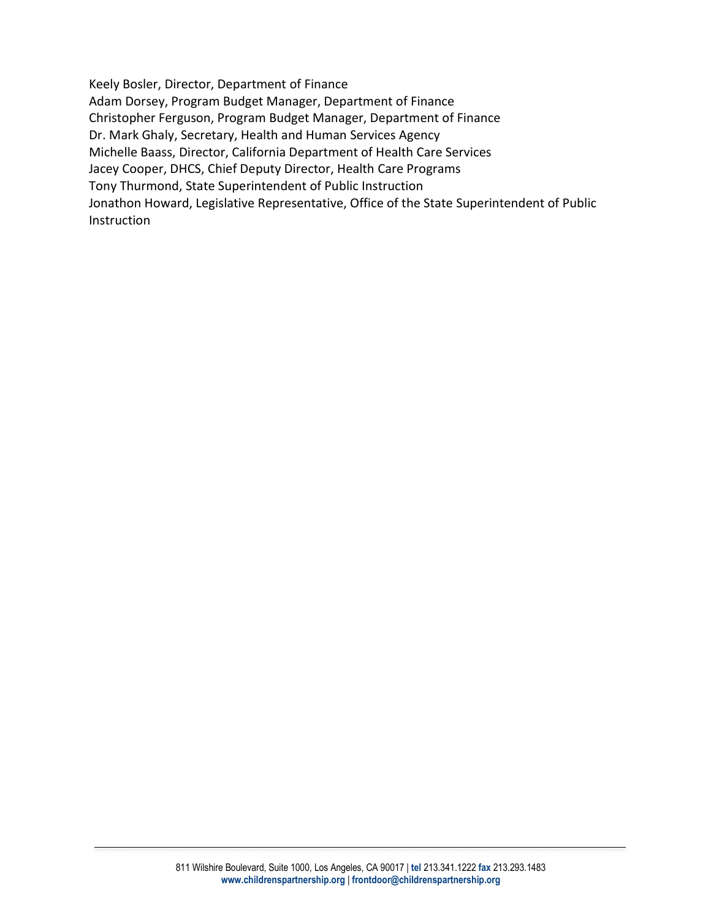Keely Bosler, Director, Department of Finance  
Adam Dorsey, Program Budget Manager, Department of Finance  
Christopher Ferguson, Program Budget Manager, Department of Finance  
Dr. Mark Ghaly, Secretary, Health and Human Services Agency  
Michelle Baass, Director, California Department of Health Care Services  
Jacey Cooper, DHCS, Chief Deputy Director, Health Care Programs  
Tony Thurmond, State Superintendent of Public Instruction  
Jonathon Howard, Legislative Representative, Office of the State Superintendent of Public Instruction